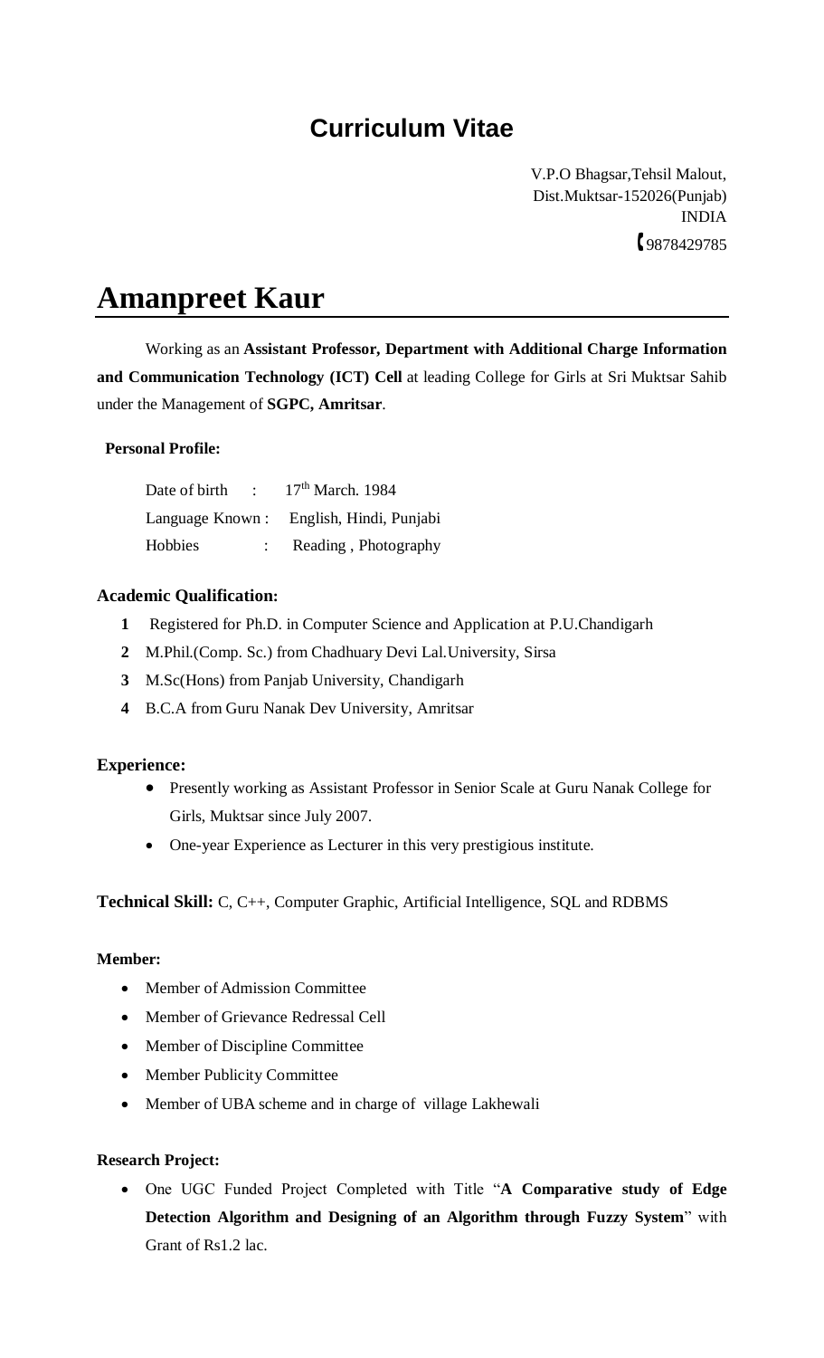## Curriculum Vitae

V.P.O Bhagsar,Tehsil Malout,
Dist.Muktsar-152026(Punjab)
INDIA
9878429785

# Amanpreet Kaur

Working as an **Assistant Professor, Department with Additional Charge Information and Communication Technology (ICT) Cell** at leading College for Girls at Sri Muktsar Sahib under the Management of **SGPC, Amritsar**.

**Personal Profile:**

Date of birth : 17th March. 1984
Language Known : English, Hindi, Punjabi
Hobbies : Reading , Photography

**Academic Qualification:**

1. Registered for Ph.D. in Computer Science and Application at P.U.Chandigarh
2. M.Phil.(Comp. Sc.) from Chadhuary Devi Lal.University, Sirsa
3. M.Sc(Hons) from Panjab University, Chandigarh
4. B.C.A from Guru Nanak Dev University, Amritsar

**Experience:**

- Presently working as Assistant Professor in Senior Scale at Guru Nanak College for Girls, Muktsar since July 2007.
- One-year Experience as Lecturer in this very prestigious institute.

**Technical Skill:** C, C++, Computer Graphic, Artificial Intelligence, SQL and RDBMS

**Member:**

- Member of Admission Committee
- Member of Grievance Redressal Cell
- Member of Discipline Committee
- Member Publicity Committee
- Member of UBA scheme and in charge of village Lakhewali

**Research Project:**

- One UGC Funded Project Completed with Title "**A Comparative study of Edge Detection Algorithm and Designing of an Algorithm through Fuzzy System**" with Grant of Rs1.2 lac.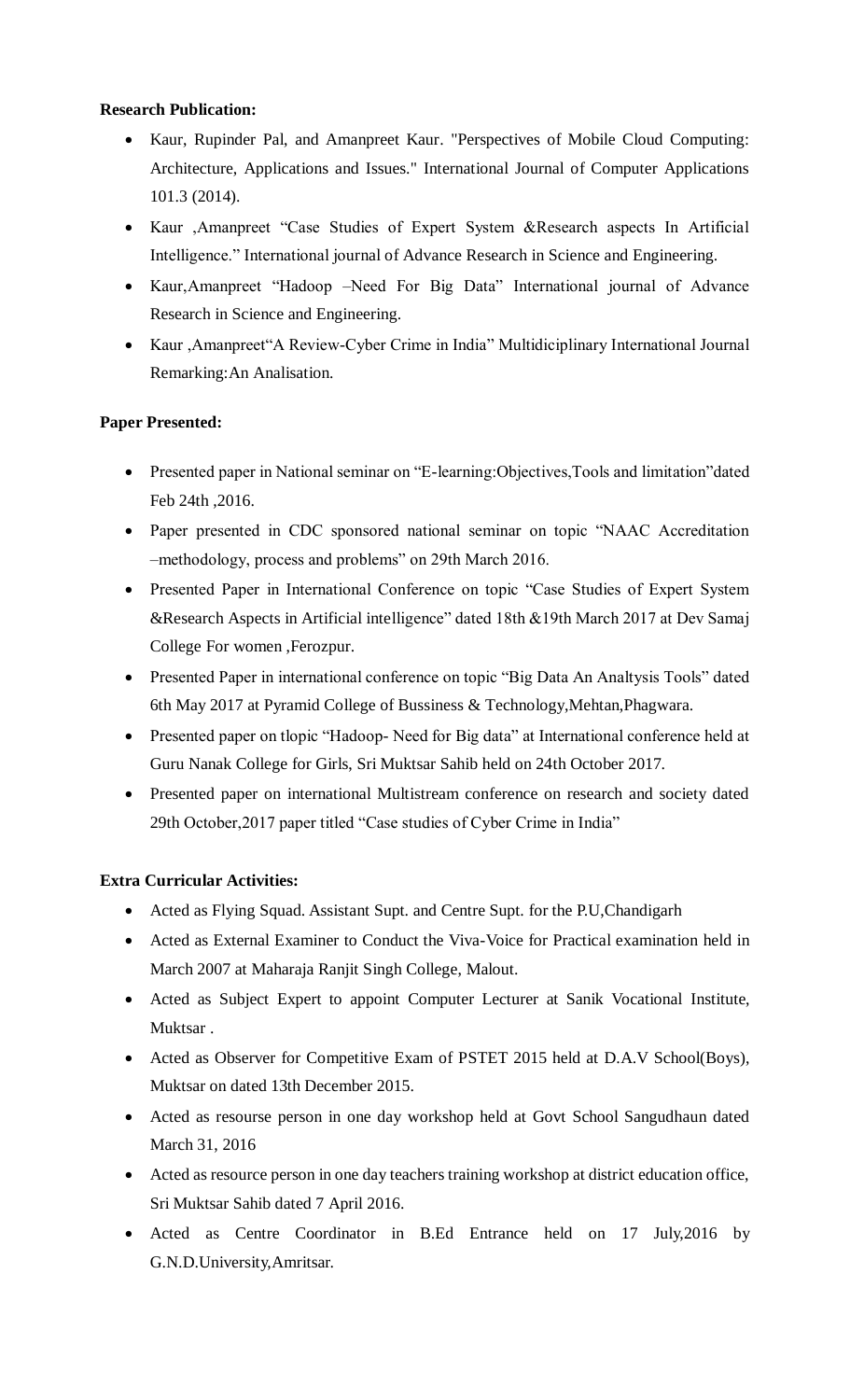**Research Publication:**

- Kaur, Rupinder Pal, and Amanpreet Kaur. "Perspectives of Mobile Cloud Computing: Architecture, Applications and Issues." International Journal of Computer Applications 101.3 (2014).
- Kaur ,Amanpreet "Case Studies of Expert System &Research aspects In Artificial Intelligence." International journal of Advance Research in Science and Engineering.
- Kaur,Amanpreet "Hadoop –Need For Big Data" International journal of Advance Research in Science and Engineering.
- Kaur ,Amanpreet"A Review-Cyber Crime in India" Multidiciplinary International Journal Remarking:An Analisation.

**Paper Presented:**

- Presented paper in National seminar on "E-learning:Objectives,Tools and limitation"dated Feb 24th ,2016.
- Paper presented in CDC sponsored national seminar on topic "NAAC Accreditation –methodology, process and problems" on 29th March 2016.
- Presented Paper in International Conference on topic "Case Studies of Expert System &Research Aspects in Artificial intelligence" dated 18th &19th March 2017 at Dev Samaj College For women ,Ferozpur.
- Presented Paper in international conference on topic "Big Data An Analtysis Tools" dated 6th May 2017 at Pyramid College of Bussiness & Technology,Mehtan,Phagwara.
- Presented paper on tlopic "Hadoop- Need for Big data" at International conference held at Guru Nanak College for Girls, Sri Muktsar Sahib held on 24th October 2017.
- Presented paper on international Multistream conference on research and society dated 29th October,2017 paper titled "Case studies of Cyber Crime in India"

**Extra Curricular Activities:**

- Acted as Flying Squad. Assistant Supt. and Centre Supt. for the P.U,Chandigarh
- Acted as External Examiner to Conduct the Viva-Voice for Practical examination held in March 2007 at Maharaja Ranjit Singh College, Malout.
- Acted as Subject Expert to appoint Computer Lecturer at Sanik Vocational Institute, Muktsar .
- Acted as Observer for Competitive Exam of PSTET 2015 held at D.A.V School(Boys), Muktsar on dated 13th December 2015.
- Acted as resourse person in one day workshop held at Govt School Sangudhaun dated March 31, 2016
- Acted as resource person in one day teachers training workshop at district education office, Sri Muktsar Sahib dated 7 April 2016.
- Acted as Centre Coordinator in B.Ed Entrance held on 17 July,2016 by G.N.D.University,Amritsar.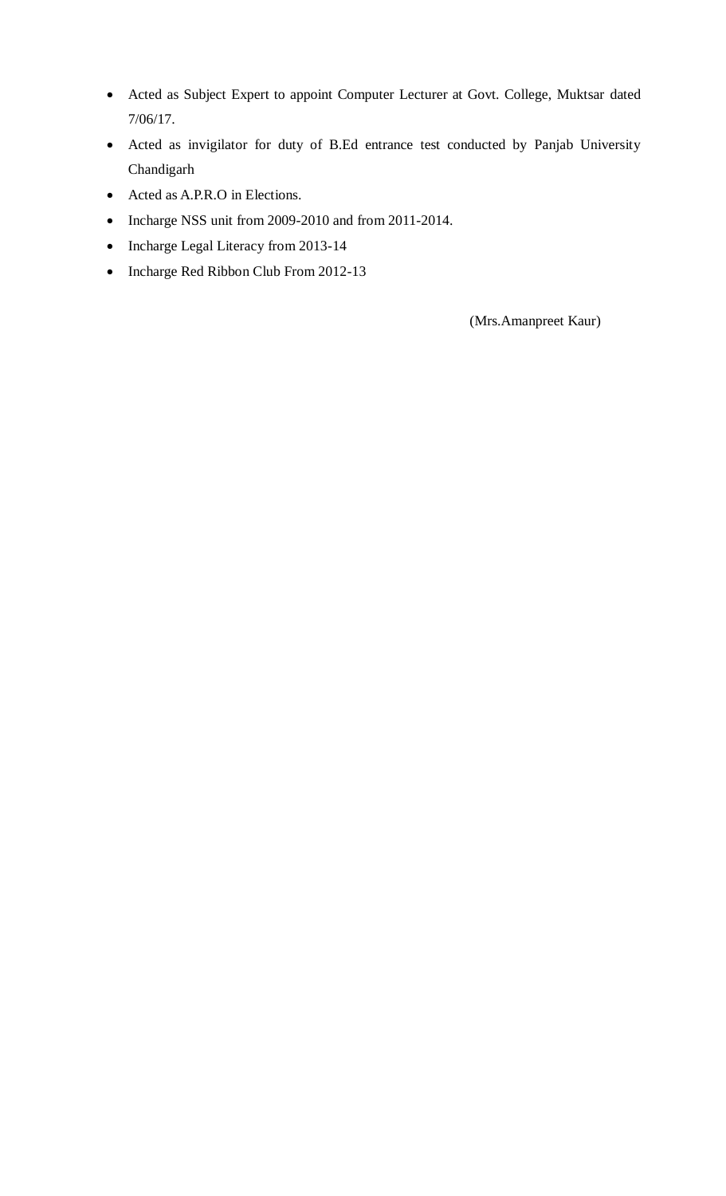- Acted as Subject Expert to appoint Computer Lecturer at Govt. College, Muktsar dated 7/06/17.
- Acted as invigilator for duty of B.Ed entrance test conducted by Panjab University Chandigarh
- Acted as A.P.R.O in Elections.
- Incharge NSS unit from 2009-2010 and from 2011-2014.
- Incharge Legal Literacy from 2013-14
- Incharge Red Ribbon Club From 2012-13

(Mrs.Amanpreet Kaur)